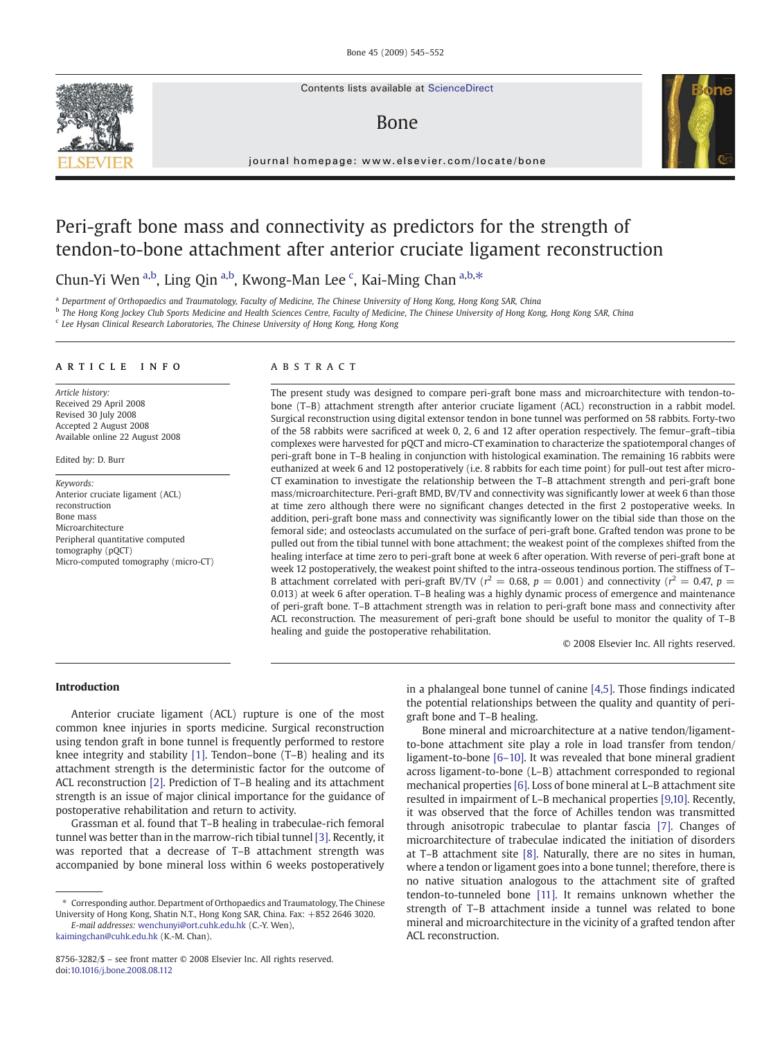Contents lists available at ScienceDirect

# Bone

journal homepage: www.elsevier.com/locate/bone

# Peri-graft bone mass and connectivity as predictors for the strength of tendon-to-bone attachment after anterior cruciate ligament reconstruction

Chun-Yi Wen [a,b], Ling Qin [a,b], Kwong-Man Lee [c], Kai-Ming Chan [a,b,*]

[a] Department of Orthopaedics and Traumatology, Faculty of Medicine, The Chinese University of Hong Kong, Hong Kong SAR, China
[b] The Hong Kong Jockey Club Sports Medicine and Health Sciences Centre, Faculty of Medicine, The Chinese University of Hong Kong, Hong Kong SAR, China
[c] Lee Hysan Clinical Research Laboratories, The Chinese University of Hong Kong, Hong Kong

## ARTICLE INFO

*Article history:*
Received 29 April 2008
Revised 30 July 2008
Accepted 2 August 2008
Available online 22 August 2008

Edited by: D. Burr

*Keywords:*
Anterior cruciate ligament (ACL) reconstruction
Bone mass
Microarchitecture
Peripheral quantitative computed tomography (pQCT)
Micro-computed tomography (micro-CT)

## ABSTRACT

The present study was designed to compare peri-graft bone mass and microarchitecture with tendon-to-bone (T–B) attachment strength after anterior cruciate ligament (ACL) reconstruction in a rabbit model. Surgical reconstruction using digital extensor tendon in bone tunnel was performed on 58 rabbits. Forty-two of the 58 rabbits were sacrificed at week 0, 2, 6 and 12 after operation respectively. The femur–graft–tibia complexes were harvested for pQCT and micro-CT examination to characterize the spatiotemporal changes of peri-graft bone in T–B healing in conjunction with histological examination. The remaining 16 rabbits were euthanized at week 6 and 12 postoperatively (i.e. 8 rabbits for each time point) for pull-out test after micro-CT examination to investigate the relationship between the T–B attachment strength and peri-graft bone mass/microarchitecture. Peri-graft BMD, BV/TV and connectivity was significantly lower at week 6 than those at time zero although there were no significant changes detected in the first 2 postoperative weeks. In addition, peri-graft bone mass and connectivity was significantly lower on the tibial side than those on the femoral side; and osteoclasts accumulated on the surface of peri-graft bone. Grafted tendon was prone to be pulled out from the tibial tunnel with bone attachment; the weakest point of the complexes shifted from the healing interface at time zero to peri-graft bone at week 6 after operation. With reverse of peri-graft bone at week 12 postoperatively, the weakest point shifted to the intra-osseous tendinous portion. The stiffness of T–B attachment correlated with peri-graft BV/TV ($r^2 = 0.68$, $p = 0.001$) and connectivity ($r^2 = 0.47$, $p = 0.013$) at week 6 after operation. T–B healing was a highly dynamic process of emergence and maintenance of peri-graft bone. T–B attachment strength was in relation to peri-graft bone mass and connectivity after ACL reconstruction. The measurement of peri-graft bone should be useful to monitor the quality of T–B healing and guide the postoperative rehabilitation.

© 2008 Elsevier Inc. All rights reserved.

## Introduction

Anterior cruciate ligament (ACL) rupture is one of the most common knee injuries in sports medicine. Surgical reconstruction using tendon graft in bone tunnel is frequently performed to restore knee integrity and stability [1]. Tendon–bone (T–B) healing and its attachment strength is the deterministic factor for the outcome of ACL reconstruction [2]. Prediction of T–B healing and its attachment strength is an issue of major clinical importance for the guidance of postoperative rehabilitation and return to activity.

Grassman et al. found that T–B healing in trabeculae-rich femoral tunnel was better than in the marrow-rich tibial tunnel [3]. Recently, it was reported that a decrease of T–B attachment strength was accompanied by bone mineral loss within 6 weeks postoperatively in a phalangeal bone tunnel of canine [4,5]. Those findings indicated the potential relationships between the quality and quantity of peri-graft bone and T–B healing.

Bone mineral and microarchitecture at a native tendon/ligament-to-bone attachment site play a role in load transfer from tendon/ligament-to-bone [6–10]. It was revealed that bone mineral gradient across ligament-to-bone (L–B) attachment corresponded to regional mechanical properties [6]. Loss of bone mineral at L–B attachment site resulted in impairment of L–B mechanical properties [9,10]. Recently, it was observed that the force of Achilles tendon was transmitted through anisotropic trabeculae to plantar fascia [7]. Changes of microarchitecture of trabeculae indicated the initiation of disorders at T–B attachment site [8]. Naturally, there are no sites in human, where a tendon or ligament goes into a bone tunnel; therefore, there is no native situation analogous to the attachment site of grafted tendon-to-tunneled bone [11]. It remains unknown whether the strength of T–B attachment inside a tunnel was related to bone mineral and microarchitecture in the vicinity of a grafted tendon after ACL reconstruction.

* Corresponding author. Department of Orthopaedics and Traumatology, The Chinese University of Hong Kong, Shatin N.T., Hong Kong SAR, China. Fax: +852 2646 3020.
*E-mail addresses:* wenchunyi@ort.cuhk.edu.hk (C.-Y. Wen), kaimingchan@cuhk.edu.hk (K.-M. Chan).

8756-3282/$ – see front matter © 2008 Elsevier Inc. All rights reserved.
doi:10.1016/j.bone.2008.08.112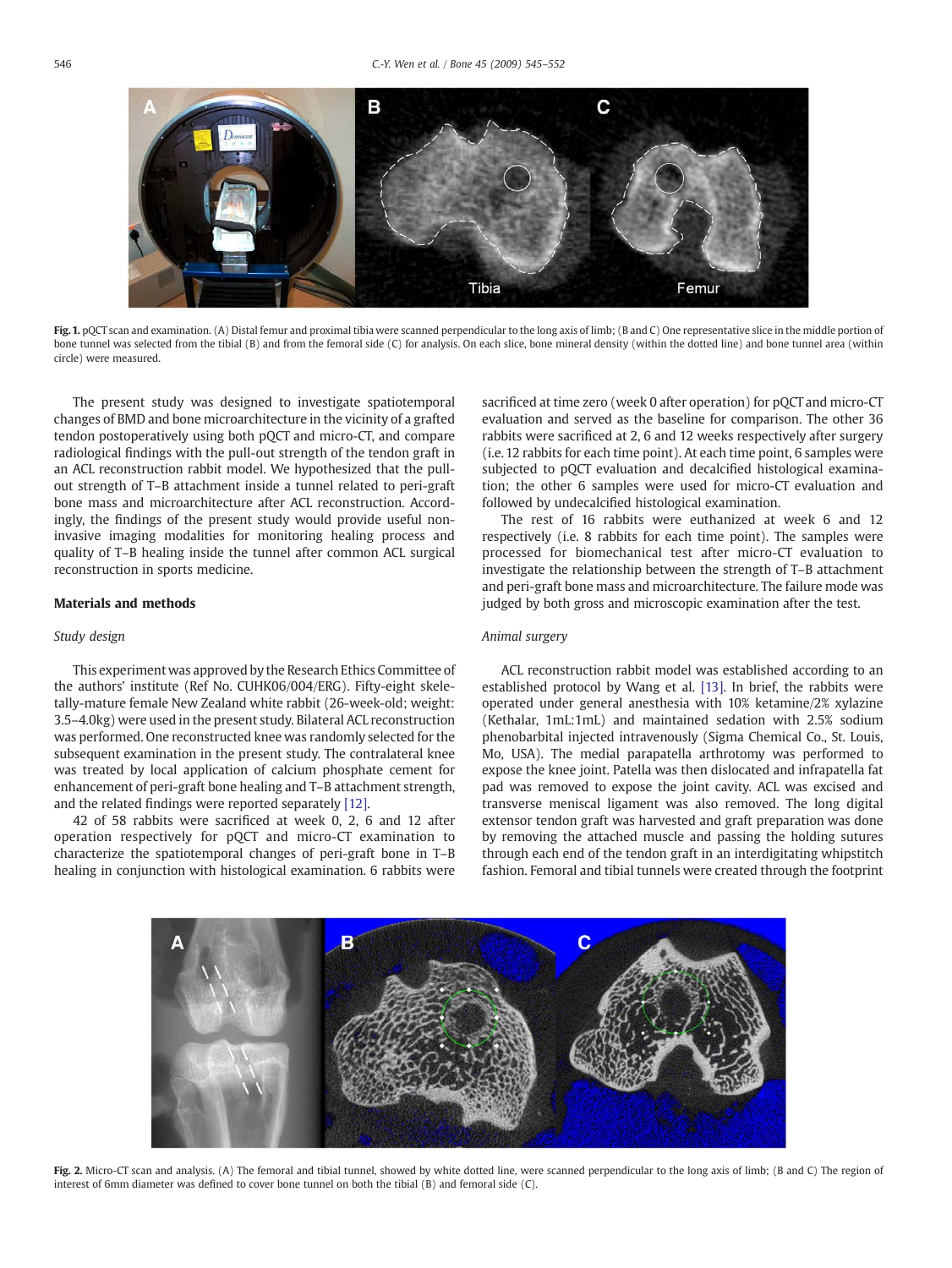Fig. 1. pQCT scan and examination. (A) Distal femur and proximal tibia were scanned perpendicular to the long axis of limb; (B and C) One representative slice in the middle portion of bone tunnel was selected from the tibial (B) and from the femoral side (C) for analysis. On each slice, bone mineral density (within the dotted line) and bone tunnel area (within circle) were measured.

The present study was designed to investigate spatiotemporal changes of BMD and bone microarchitecture in the vicinity of a grafted tendon postoperatively using both pQCT and micro-CT, and compare radiological findings with the pull-out strength of the tendon graft in an ACL reconstruction rabbit model. We hypothesized that the pull-out strength of T–B attachment inside a tunnel related to peri-graft bone mass and microarchitecture after ACL reconstruction. Accordingly, the findings of the present study would provide useful non-invasive imaging modalities for monitoring healing process and quality of T–B healing inside the tunnel after common ACL surgical reconstruction in sports medicine.

## Materials and methods

### Study design

This experiment was approved by the Research Ethics Committee of the authors' institute (Ref No. CUHK06/004/ERG). Fifty-eight skeletally-mature female New Zealand white rabbit (26-week-old; weight: 3.5–4.0kg) were used in the present study. Bilateral ACL reconstruction was performed. One reconstructed knee was randomly selected for the subsequent examination in the present study. The contralateral knee was treated by local application of calcium phosphate cement for enhancement of peri-graft bone healing and T–B attachment strength, and the related findings were reported separately [12].

42 of 58 rabbits were sacrificed at week 0, 2, 6 and 12 after operation respectively for pQCT and micro-CT examination to characterize the spatiotemporal changes of peri-graft bone in T–B healing in conjunction with histological examination. 6 rabbits were sacrificed at time zero (week 0 after operation) for pQCT and micro-CT evaluation and served as the baseline for comparison. The other 36 rabbits were sacrificed at 2, 6 and 12 weeks respectively after surgery (i.e. 12 rabbits for each time point). At each time point, 6 samples were subjected to pQCT evaluation and decalcified histological examination; the other 6 samples were used for micro-CT evaluation and followed by undecalcified histological examination.

The rest of 16 rabbits were euthanized at week 6 and 12 respectively (i.e. 8 rabbits for each time point). The samples were processed for biomechanical test after micro-CT evaluation to investigate the relationship between the strength of T–B attachment and peri-graft bone mass and microarchitecture. The failure mode was judged by both gross and microscopic examination after the test.

### Animal surgery

ACL reconstruction rabbit model was established according to an established protocol by Wang et al. [13]. In brief, the rabbits were operated under general anesthesia with 10% ketamine/2% xylazine (Kethalar, 1mL:1mL) and maintained sedation with 2.5% sodium phenobarbital injected intravenously (Sigma Chemical Co., St. Louis, Mo, USA). The medial parapatella arthrotomy was performed to expose the knee joint. Patella was then dislocated and infrapatella fat pad was removed to expose the joint cavity. ACL was excised and transverse meniscal ligament was also removed. The long digital extensor tendon graft was harvested and graft preparation was done by removing the attached muscle and passing the holding sutures through each end of the tendon graft in an interdigitating whipstitch fashion. Femoral and tibial tunnels were created through the footprint

Fig. 2. Micro-CT scan and analysis. (A) The femoral and tibial tunnel, showed by white dotted line, were scanned perpendicular to the long axis of limb; (B and C) The region of interest of 6mm diameter was defined to cover bone tunnel on both the tibial (B) and femoral side (C).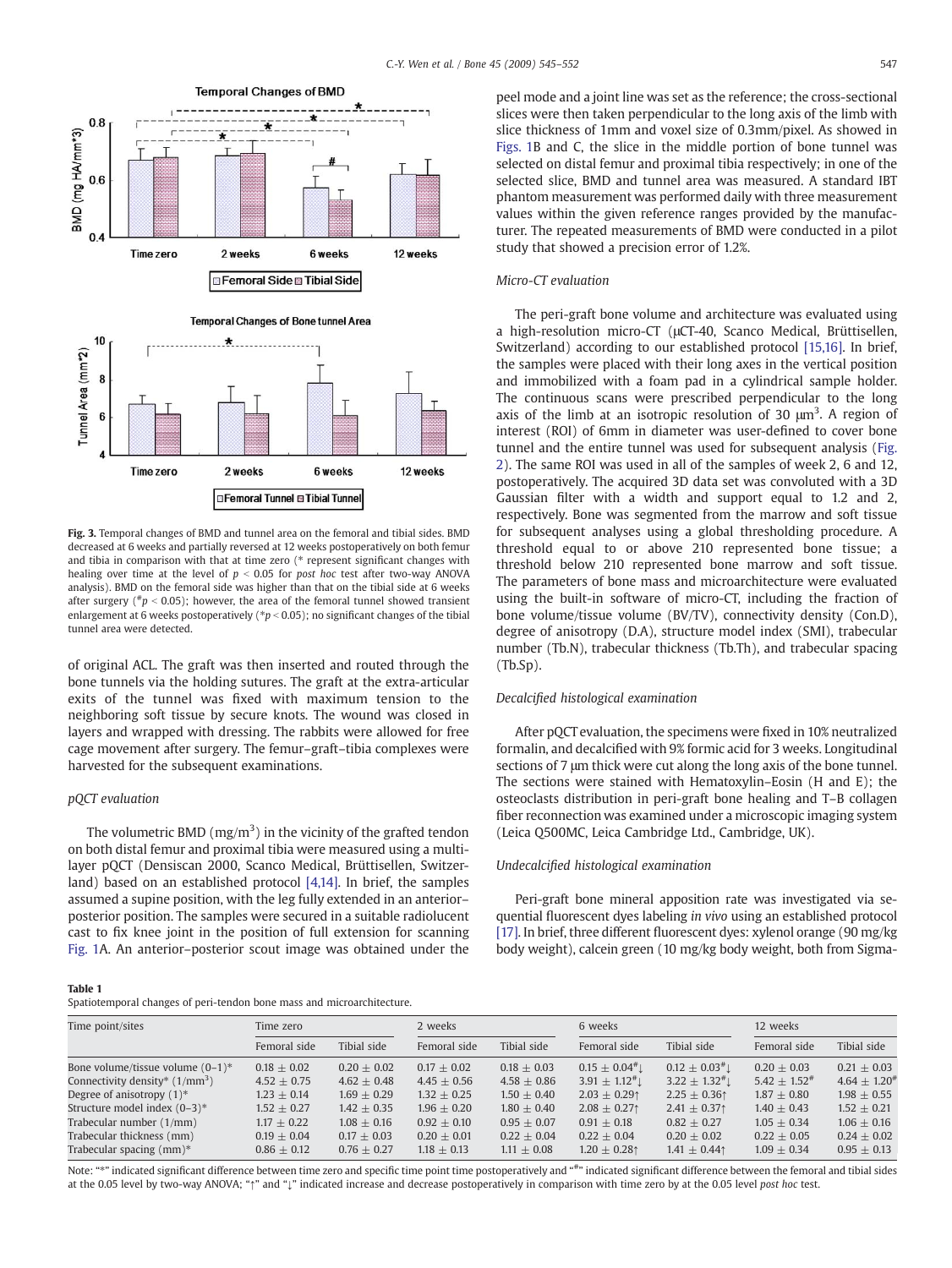**Fig. 3.** Temporal changes of BMD and tunnel area on the femoral and tibial sides. BMD decreased at 6 weeks and partially reversed at 12 weeks postoperatively on both femur and tibia in comparison with that at time zero (* represent significant changes with healing over time at the level of $p < 0.05$ for *post hoc* test after two-way ANOVA analysis). BMD on the femoral side was higher than that on the tibial side at 6 weeks after surgery ($^{\#}p < 0.05$); however, the area of the femoral tunnel showed transient enlargement at 6 weeks postoperatively ($^{*}p < 0.05$); no significant changes of the tibial tunnel area were detected.

of original ACL. The graft was then inserted and routed through the bone tunnels via the holding sutures. The graft at the extra-articular exits of the tunnel was fixed with maximum tension to the neighboring soft tissue by secure knots. The wound was closed in layers and wrapped with dressing. The rabbits were allowed for free cage movement after surgery. The femur–graft–tibia complexes were harvested for the subsequent examinations.

### pQCT evaluation

The volumetric BMD ($mg/m^3$) in the vicinity of the grafted tendon on both distal femur and proximal tibia were measured using a multi-layer pQCT (Densiscan 2000, Scanco Medical, Brüttisellen, Switzerland) based on an established protocol [4,14]. In brief, the samples assumed a supine position, with the leg fully extended in an anterior–posterior position. The samples were secured in a suitable radiolucent cast to fix knee joint in the position of full extension for scanning Fig. 1A. An anterior–posterior scout image was obtained under the peel mode and a joint line was set as the reference; the cross-sectional slices were then taken perpendicular to the long axis of the limb with slice thickness of 1mm and voxel size of 0.3mm/pixel. As showed in Figs. 1B and C, the slice in the middle portion of bone tunnel was selected on distal femur and proximal tibia respectively; in one of the selected slice, BMD and tunnel area was measured. A standard IBT phantom measurement was performed daily with three measurement values within the given reference ranges provided by the manufacturer. The repeated measurements of BMD were conducted in a pilot study that showed a precision error of 1.2%.

### Micro-CT evaluation

The peri-graft bone volume and architecture was evaluated using a high-resolution micro-CT (μCT-40, Scanco Medical, Brüttisellen, Switzerland) according to our established protocol [15,16]. In brief, the samples were placed with their long axes in the vertical position and immobilized with a foam pad in a cylindrical sample holder. The continuous scans were prescribed perpendicular to the long axis of the limb at an isotropic resolution of 30 $\mu m^3$. A region of interest (ROI) of 6mm in diameter was user-defined to cover bone tunnel and the entire tunnel was used for subsequent analysis (Fig. 2). The same ROI was used in all of the samples of week 2, 6 and 12, postoperatively. The acquired 3D data set was convoluted with a 3D Gaussian filter with a width and support equal to 1.2 and 2, respectively. Bone was segmented from the marrow and soft tissue for subsequent analyses using a global thresholding procedure. A threshold equal to or above 210 represented bone tissue; a threshold below 210 represented bone marrow and soft tissue. The parameters of bone mass and microarchitecture were evaluated using the built-in software of micro-CT, including the fraction of bone volume/tissue volume (BV/TV), connectivity density (Con.D), degree of anisotropy (D.A), structure model index (SMI), trabecular number (Tb.N), trabecular thickness (Tb.Th), and trabecular spacing (Tb.Sp).

### Decalcified histological examination

After pQCT evaluation, the specimens were fixed in 10% neutralized formalin, and decalcified with 9% formic acid for 3 weeks. Longitudinal sections of 7 μm thick were cut along the long axis of the bone tunnel. The sections were stained with Hematoxylin–Eosin (H and E); the osteoclasts distribution in peri-graft bone healing and T–B collagen fiber reconnection was examined under a microscopic imaging system (Leica Q500MC, Leica Cambridge Ltd., Cambridge, UK).

### Undecalcified histological examination

Peri-graft bone mineral apposition rate was investigated via sequential fluorescent dyes labeling *in vivo* using an established protocol [17]. In brief, three different fluorescent dyes: xylenol orange (90 mg/kg body weight), calcein green (10 mg/kg body weight, both from Sigma-

**Table 1**
Spatiotemporal changes of peri-tendon bone mass and microarchitecture.

| Time point/sites | Time zero | | 2 weeks | | 6 weeks | | 12 weeks | |
|---|---|---|---|---|---|---|---|---|
| | Femoral side | Tibial side | Femoral side | Tibial side | Femoral side | Tibial side | Femoral side | Tibial side |
| Bone volume/tissue volume (0–1)* | 0.18 ± 0.02 | 0.20 ± 0.02 | 0.17 ± 0.02 | 0.18 ± 0.03 | 0.15 ± 0.04#↓ | 0.12 ± 0.03#↓ | 0.20 ± 0.03 | 0.21 ± 0.03 |
| Connectivity density* (1/mm$^3$) | 4.52 ± 0.75 | 4.62 ± 0.48 | 4.45 ± 0.56 | 4.58 ± 0.86 | 3.91 ± 1.12#↓ | 3.22 ± 1.32#↓ | 5.42 ± 1.52# | 4.64 ± 1.20# |
| Degree of anisotropy (1)* | 1.23 ± 0.14 | 1.69 ± 0.29 | 1.32 ± 0.25 | 1.50 ± 0.40 | 2.03 ± 0.29↑ | 2.25 ± 0.36↑ | 1.87 ± 0.80 | 1.98 ± 0.55 |
| Structure model index (0–3)* | 1.52 ± 0.27 | 1.42 ± 0.35 | 1.96 ± 0.20 | 1.80 ± 0.40 | 2.08 ± 0.27↑ | 2.41 ± 0.37↑ | 1.40 ± 0.43 | 1.52 ± 0.21 |
| Trabecular number (1/mm) | 1.17 ± 0.22 | 1.08 ± 0.16 | 0.92 ± 0.10 | 0.95 ± 0.07 | 0.91 ± 0.18 | 0.82 ± 0.27 | 1.05 ± 0.34 | 1.06 ± 0.16 |
| Trabecular thickness (mm) | 0.19 ± 0.04 | 0.17 ± 0.03 | 0.20 ± 0.01 | 0.22 ± 0.04 | 0.22 ± 0.04 | 0.20 ± 0.02 | 0.22 ± 0.05 | 0.24 ± 0.02 |
| Trabecular spacing (mm)* | 0.86 ± 0.12 | 0.76 ± 0.27 | 1.18 ± 0.13 | 1.11 ± 0.08 | 1.20 ± 0.28↑ | 1.41 ± 0.44↑ | 1.09 ± 0.34 | 0.95 ± 0.13 |

Note: "*" indicated significant difference between time zero and specific time point time postoperatively and "#" indicated significant difference between the femoral and tibial sides at the 0.05 level by two-way ANOVA; "↑" and "↓" indicated increase and decrease postoperatively in comparison with time zero by at the 0.05 level *post hoc* test.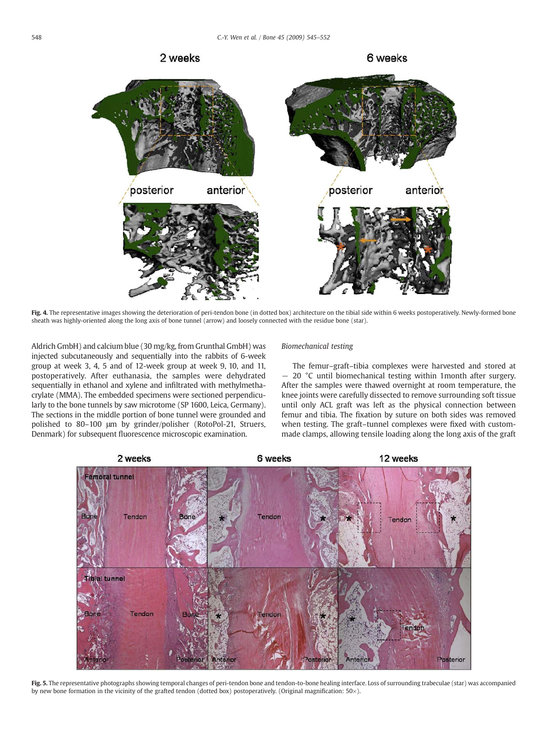Fig. 4. The representative images showing the deterioration of peri-tendon bone (in dotted box) architecture on the tibial side within 6 weeks postoperatively. Newly-formed bone sheath was highly-oriented along the long axis of bone tunnel (arrow) and loosely connected with the residue bone (star).

Aldrich GmbH) and calcium blue (30 mg/kg, from Grunthal GmbH) was injected subcutaneously and sequentially into the rabbits of 6-week group at week 3, 4, 5 and of 12-week group at week 9, 10, and 11, postoperatively. After euthanasia, the samples were dehydrated sequentially in ethanol and xylene and infiltrated with methylmethacrylate (MMA). The embedded specimens were sectioned perpendicularly to the bone tunnels by saw microtome (SP 1600, Leica, Germany). The sections in the middle portion of bone tunnel were grounded and polished to 80–100 μm by grinder/polisher (RotoPol-21, Struers, Denmark) for subsequent fluorescence microscopic examination.

### Biomechanical testing

The femur–graft–tibia complexes were harvested and stored at − 20 °C until biomechanical testing within 1month after surgery. After the samples were thawed overnight at room temperature, the knee joints were carefully dissected to remove surrounding soft tissue until only ACL graft was left as the physical connection between femur and tibia. The fixation by suture on both sides was removed when testing. The graft–tunnel complexes were fixed with custom-made clamps, allowing tensile loading along the long axis of the graft

Fig. 5. The representative photographs showing temporal changes of peri-tendon bone and tendon-to-bone healing interface. Loss of surrounding trabeculae (star) was accompanied by new bone formation in the vicinity of the grafted tendon (dotted box) postoperatively. (Original magnification: 50×).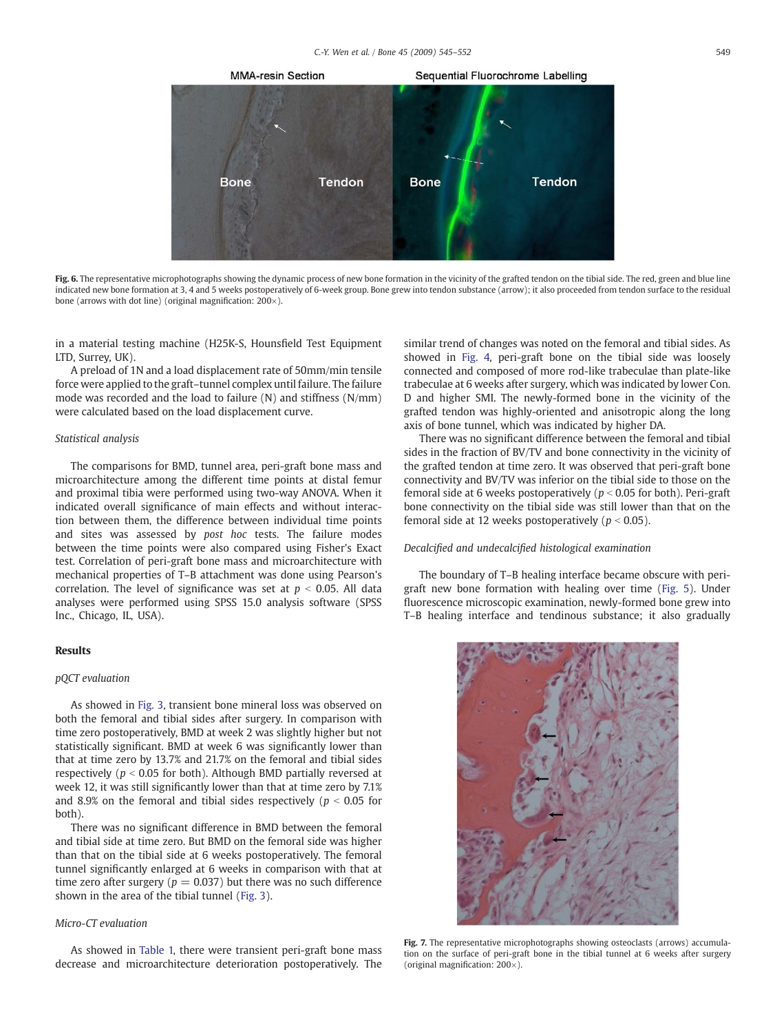Fig. 6. The representative microphotographs showing the dynamic process of new bone formation in the vicinity of the grafted tendon on the tibial side. The red, green and blue line indicated new bone formation at 3, 4 and 5 weeks postoperatively of 6-week group. Bone grew into tendon substance (arrow); it also proceeded from tendon surface to the residual bone (arrows with dot line) (original magnification: 200×).

in a material testing machine (H25K-S, Hounsfield Test Equipment LTD, Surrey, UK).

A preload of 1N and a load displacement rate of 50mm/min tensile force were applied to the graft–tunnel complex until failure. The failure mode was recorded and the load to failure (N) and stiffness (N/mm) were calculated based on the load displacement curve.

### Statistical analysis

The comparisons for BMD, tunnel area, peri-graft bone mass and microarchitecture among the different time points at distal femur and proximal tibia were performed using two-way ANOVA. When it indicated overall significance of main effects and without interaction between them, the difference between individual time points and sites was assessed by *post hoc* tests. The failure modes between the time points were also compared using Fisher's Exact test. Correlation of peri-graft bone mass and microarchitecture with mechanical properties of T–B attachment was done using Pearson's correlation. The level of significance was set at $p < 0.05$. All data analyses were performed using SPSS 15.0 analysis software (SPSS Inc., Chicago, IL, USA).

## Results

### pQCT evaluation

As showed in Fig. 3, transient bone mineral loss was observed on both the femoral and tibial sides after surgery. In comparison with time zero postoperatively, BMD at week 2 was slightly higher but not statistically significant. BMD at week 6 was significantly lower than that at time zero by 13.7% and 21.7% on the femoral and tibial sides respectively ($p < 0.05$ for both). Although BMD partially reversed at week 12, it was still significantly lower than that at time zero by 7.1% and 8.9% on the femoral and tibial sides respectively ($p < 0.05$ for both).

There was no significant difference in BMD between the femoral and tibial side at time zero. But BMD on the femoral side was higher than that on the tibial side at 6 weeks postoperatively. The femoral tunnel significantly enlarged at 6 weeks in comparison with that at time zero after surgery ($p = 0.037$) but there was no such difference shown in the area of the tibial tunnel (Fig. 3).

### Micro-CT evaluation

As showed in Table 1, there were transient peri-graft bone mass decrease and microarchitecture deterioration postoperatively. The similar trend of changes was noted on the femoral and tibial sides. As showed in Fig. 4, peri-graft bone on the tibial side was loosely connected and composed of more rod-like trabeculae than plate-like trabeculae at 6 weeks after surgery, which was indicated by lower Con. D and higher SMI. The newly-formed bone in the vicinity of the grafted tendon was highly-oriented and anisotropic along the long axis of bone tunnel, which was indicated by higher DA.

There was no significant difference between the femoral and tibial sides in the fraction of BV/TV and bone connectivity in the vicinity of the grafted tendon at time zero. It was observed that peri-graft bone connectivity and BV/TV was inferior on the tibial side to those on the femoral side at 6 weeks postoperatively ($p < 0.05$ for both). Peri-graft bone connectivity on the tibial side was still lower than that on the femoral side at 12 weeks postoperatively ($p < 0.05$).

### Decalcified and undecalcified histological examination

The boundary of T–B healing interface became obscure with peri-graft new bone formation with healing over time (Fig. 5). Under fluorescence microscopic examination, newly-formed bone grew into T–B healing interface and tendinous substance; it also gradually

Fig. 7. The representative microphotographs showing osteoclasts (arrows) accumulation on the surface of peri-graft bone in the tibial tunnel at 6 weeks after surgery (original magnification: 200×).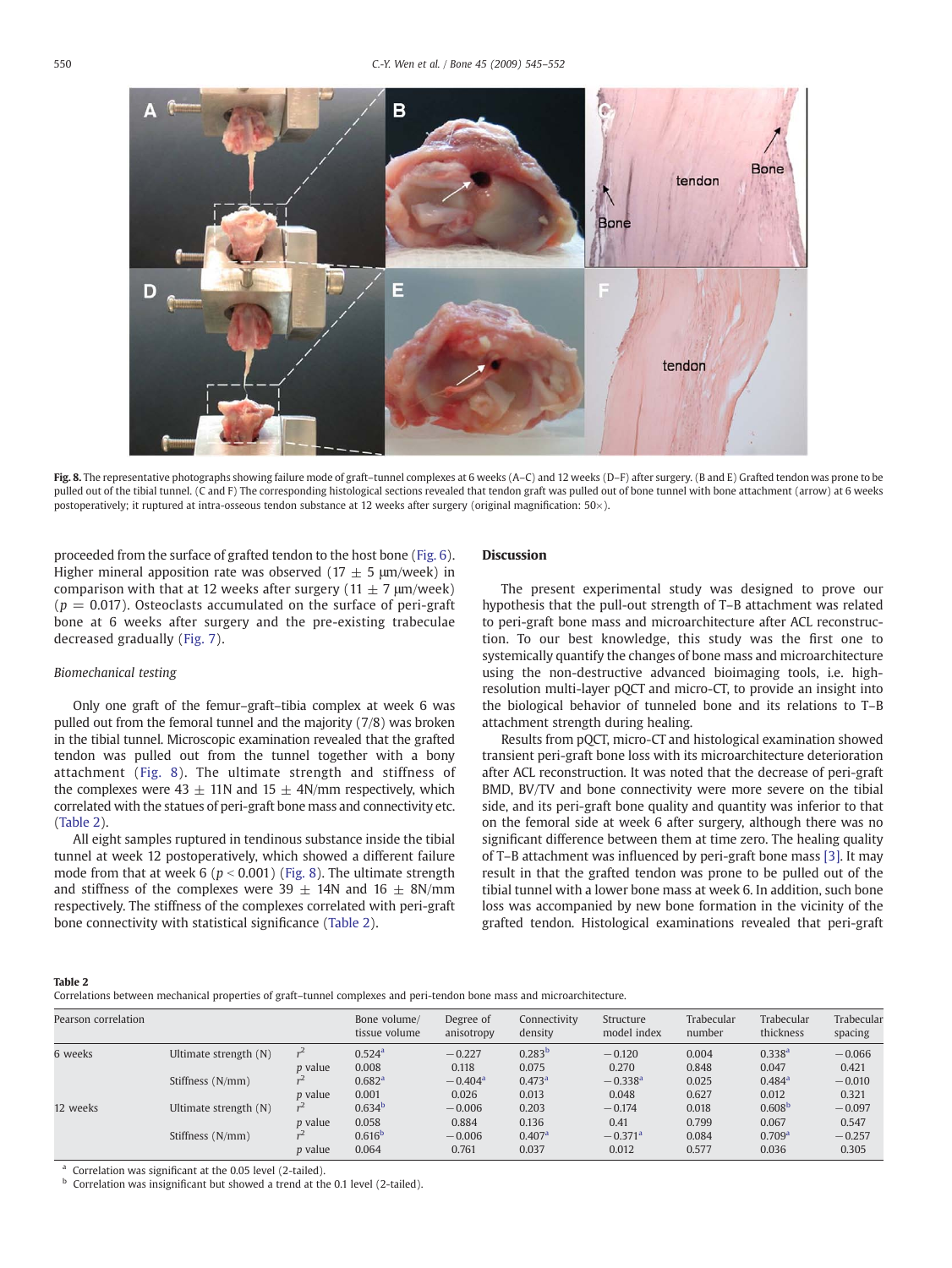Fig. 8. The representative photographs showing failure mode of graft–tunnel complexes at 6 weeks (A–C) and 12 weeks (D–F) after surgery. (B and E) Grafted tendon was prone to be pulled out of the tibial tunnel. (C and F) The corresponding histological sections revealed that tendon graft was pulled out of bone tunnel with bone attachment (arrow) at 6 weeks postoperatively; it ruptured at intra-osseous tendon substance at 12 weeks after surgery (original magnification: 50×).

proceeded from the surface of grafted tendon to the host bone (Fig. 6). Higher mineral apposition rate was observed (17 ± 5 μm/week) in comparison with that at 12 weeks after surgery (11 ± 7 μm/week) ($p = 0.017$). Osteoclasts accumulated on the surface of peri-graft bone at 6 weeks after surgery and the pre-existing trabeculae decreased gradually (Fig. 7).

### *Biomechanical testing*

Only one graft of the femur–graft–tibia complex at week 6 was pulled out from the femoral tunnel and the majority (7/8) was broken in the tibial tunnel. Microscopic examination revealed that the grafted tendon was pulled out from the tunnel together with a bony attachment (Fig. 8). The ultimate strength and stiffness of the complexes were 43 ± 11N and 15 ± 4N/mm respectively, which correlated with the statues of peri-graft bone mass and connectivity etc. (Table 2).

All eight samples ruptured in tendinous substance inside the tibial tunnel at week 12 postoperatively, which showed a different failure mode from that at week 6 ($p < 0.001$) (Fig. 8). The ultimate strength and stiffness of the complexes were 39 ± 14N and 16 ± 8N/mm respectively. The stiffness of the complexes correlated with peri-graft bone connectivity with statistical significance (Table 2).

## Discussion

The present experimental study was designed to prove our hypothesis that the pull-out strength of T–B attachment was related to peri-graft bone mass and microarchitecture after ACL reconstruction. To our best knowledge, this study was the first one to systemically quantify the changes of bone mass and microarchitecture using the non-destructive advanced bioimaging tools, i.e. high-resolution multi-layer pQCT and micro-CT, to provide an insight into the biological behavior of tunneled bone and its relations to T–B attachment strength during healing.

Results from pQCT, micro-CT and histological examination showed transient peri-graft bone loss with its microarchitecture deterioration after ACL reconstruction. It was noted that the decrease of peri-graft BMD, BV/TV and bone connectivity were more severe on the tibial side, and its peri-graft bone quality and quantity was inferior to that on the femoral side at week 6 after surgery, although there was no significant difference between them at time zero. The healing quality of T–B attachment was influenced by peri-graft bone mass [3]. It may result in that the grafted tendon was prone to be pulled out of the tibial tunnel with a lower bone mass at week 6. In addition, such bone loss was accompanied by new bone formation in the vicinity of the grafted tendon. Histological examinations revealed that peri-graft

**Table 2**
Correlations between mechanical properties of graft–tunnel complexes and peri-tendon bone mass and microarchitecture.

| Pearson correlation | | | Bone volume/ tissue volume | Degree of anisotropy | Connectivity density | Structure model index | Trabecular number | Trabecular thickness | Trabecular spacing |
|---|---|---|---|---|---|---|---|---|---|
| 6 weeks | Ultimate strength (N) | $r^2$ | 0.524[a] | −0.227 | 0.283[b] | −0.120 | 0.004 | 0.338[a] | −0.066 |
| | | *p* value | 0.008 | 0.118 | 0.075 | 0.270 | 0.848 | 0.047 | 0.421 |
| | Stiffness (N/mm) | $r^2$ | 0.682[a] | −0.404[a] | 0.473[a] | −0.338[a] | 0.025 | 0.484[a] | −0.010 |
| | | *p* value | 0.001 | 0.026 | 0.013 | 0.048 | 0.627 | 0.012 | 0.321 |
| 12 weeks | Ultimate strength (N) | $r^2$ | 0.634[b] | −0.006 | 0.203 | −0.174 | 0.018 | 0.608[b] | −0.097 |
| | | *p* value | 0.058 | 0.884 | 0.136 | 0.41 | 0.799 | 0.067 | 0.547 |
| | Stiffness (N/mm) | $r^2$ | 0.616[b] | −0.006 | 0.407[a] | −0.371[a] | 0.084 | 0.709[a] | −0.257 |
| | | *p* value | 0.064 | 0.761 | 0.037 | 0.012 | 0.577 | 0.036 | 0.305 |

[a] Correlation was significant at the 0.05 level (2-tailed).
[b] Correlation was insignificant but showed a trend at the 0.1 level (2-tailed).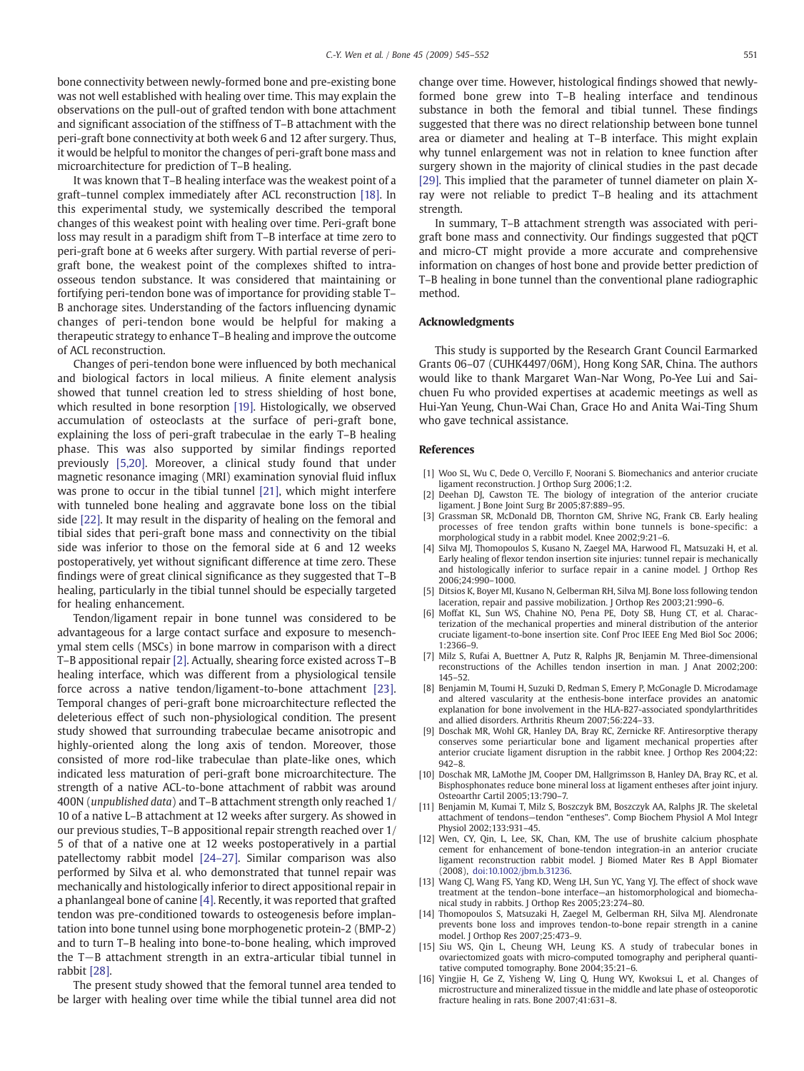bone connectivity between newly-formed bone and pre-existing bone was not well established with healing over time. This may explain the observations on the pull-out of grafted tendon with bone attachment and significant association of the stiffness of T–B attachment with the peri-graft bone connectivity at both week 6 and 12 after surgery. Thus, it would be helpful to monitor the changes of peri-graft bone mass and microarchitecture for prediction of T–B healing.

It was known that T–B healing interface was the weakest point of a graft–tunnel complex immediately after ACL reconstruction [18]. In this experimental study, we systemically described the temporal changes of this weakest point with healing over time. Peri-graft bone loss may result in a paradigm shift from T–B interface at time zero to peri-graft bone at 6 weeks after surgery. With partial reverse of peri-graft bone, the weakest point of the complexes shifted to intra-osseous tendon substance. It was considered that maintaining or fortifying peri-tendon bone was of importance for providing stable T–B anchorage sites. Understanding of the factors influencing dynamic changes of peri-tendon bone would be helpful for making a therapeutic strategy to enhance T–B healing and improve the outcome of ACL reconstruction.

Changes of peri-tendon bone were influenced by both mechanical and biological factors in local milieus. A finite element analysis showed that tunnel creation led to stress shielding of host bone, which resulted in bone resorption [19]. Histologically, we observed accumulation of osteoclasts at the surface of peri-graft bone, explaining the loss of peri-graft trabeculae in the early T–B healing phase. This was also supported by similar findings reported previously [5,20]. Moreover, a clinical study found that under magnetic resonance imaging (MRI) examination synovial fluid influx was prone to occur in the tibial tunnel [21], which might interfere with tunneled bone healing and aggravate bone loss on the tibial side [22]. It may result in the disparity of healing on the femoral and tibial sides that peri-graft bone mass and connectivity on the tibial side was inferior to those on the femoral side at 6 and 12 weeks postoperatively, yet without significant difference at time zero. These findings were of great clinical significance as they suggested that T–B healing, particularly in the tibial tunnel should be especially targeted for healing enhancement.

Tendon/ligament repair in bone tunnel was considered to be advantageous for a large contact surface and exposure to mesenchymal stem cells (MSCs) in bone marrow in comparison with a direct T–B appositional repair [2]. Actually, shearing force existed across T–B healing interface, which was different from a physiological tensile force across a native tendon/ligament-to-bone attachment [23]. Temporal changes of peri-graft bone microarchitecture reflected the deleterious effect of such non-physiological condition. The present study showed that surrounding trabeculae became anisotropic and highly-oriented along the long axis of tendon. Moreover, those consisted of more rod-like trabeculae than plate-like ones, which indicated less maturation of peri-graft bone microarchitecture. The strength of a native ACL-to-bone attachment of rabbit was around 400N (*unpublished data*) and T–B attachment strength only reached 1/10 of a native L–B attachment at 12 weeks after surgery. As showed in our previous studies, T–B appositional repair strength reached over 1/5 of that of a native one at 12 weeks postoperatively in a partial patellectomy rabbit model [24–27]. Similar comparison was also performed by Silva et al. who demonstrated that tunnel repair was mechanically and histologically inferior to direct appositional repair in a phanlangeal bone of canine [4]. Recently, it was reported that grafted tendon was pre-conditioned towards to osteogenesis before implantation into bone tunnel using bone morphogenetic protein-2 (BMP-2) and to turn T–B healing into bone-to-bone healing, which improved the T—B attachment strength in an extra-articular tibial tunnel in rabbit [28].

The present study showed that the femoral tunnel area tended to be larger with healing over time while the tibial tunnel area did not change over time. However, histological findings showed that newly-formed bone grew into T–B healing interface and tendinous substance in both the femoral and tibial tunnel. These findings suggested that there was no direct relationship between bone tunnel area or diameter and healing at T–B interface. This might explain why tunnel enlargement was not in relation to knee function after surgery shown in the majority of clinical studies in the past decade [29]. This implied that the parameter of tunnel diameter on plain X-ray were not reliable to predict T–B healing and its attachment strength.

In summary, T–B attachment strength was associated with peri-graft bone mass and connectivity. Our findings suggested that pQCT and micro-CT might provide a more accurate and comprehensive information on changes of host bone and provide better prediction of T–B healing in bone tunnel than the conventional plane radiographic method.

## Acknowledgments

This study is supported by the Research Grant Council Earmarked Grants 06–07 (CUHK4497/06M), Hong Kong SAR, China. The authors would like to thank Margaret Wan-Nar Wong, Po-Yee Lui and Sai-chuen Fu who provided expertises at academic meetings as well as Hui-Yan Yeung, Chun-Wai Chan, Grace Ho and Anita Wai-Ting Shum who gave technical assistance.

## References

[1] Woo SL, Wu C, Dede O, Vercillo F, Noorani S. Biomechanics and anterior cruciate ligament reconstruction. J Orthop Surg 2006;1:2.

[2] Deehan DJ, Cawston TE. The biology of integration of the anterior cruciate ligament. J Bone Joint Surg Br 2005;87:889–95.

[3] Grassman SR, McDonald DB, Thornton GM, Shrive NG, Frank CB. Early healing processes of free tendon grafts within bone tunnels is bone-specific: a morphological study in a rabbit model. Knee 2002;9:21–6.

[4] Silva MJ, Thomopoulos S, Kusano N, Zaegel MA, Harwood FL, Matsuzaki H, et al. Early healing of flexor tendon insertion site injuries: tunnel repair is mechanically and histologically inferior to surface repair in a canine model. J Orthop Res 2006;24:990–1000.

[5] Ditsios K, Boyer MI, Kusano N, Gelberman RH, Silva MJ. Bone loss following tendon laceration, repair and passive mobilization. J Orthop Res 2003;21:990–6.

[6] Moffat KL, Sun WS, Chahine NO, Pena PE, Doty SB, Hung CT, et al. Characterization of the mechanical properties and mineral distribution of the anterior cruciate ligament-to-bone insertion site. Conf Proc IEEE Eng Med Biol Soc 2006; 1:2366–9.

[7] Milz S, Rufai A, Buettner A, Putz R, Ralphs JR, Benjamin M. Three-dimensional reconstructions of the Achilles tendon insertion in man. J Anat 2002;200: 145–52.

[8] Benjamin M, Toumi H, Suzuki D, Redman S, Emery P, McGonagle D. Microdamage and altered vascularity at the enthesis-bone interface provides an anatomic explanation for bone involvement in the HLA-B27-associated spondylarthritides and allied disorders. Arthritis Rheum 2007;56:224–33.

[9] Doschak MR, Wohl GR, Hanley DA, Bray RC, Zernicke RF. Antiresorptive therapy conserves some periarticular bone and ligament mechanical properties after anterior cruciate ligament disruption in the rabbit knee. J Orthop Res 2004;22: 942–8.

[10] Doschak MR, LaMothe JM, Cooper DM, Hallgrimsson B, Hanley DA, Bray RC, et al. Bisphosphonates reduce bone mineral loss at ligament entheses after joint injury. Osteoarthr Cartil 2005;13:790–7.

[11] Benjamin M, Kumai T, Milz S, Boszczyk BM, Boszczyk AA, Ralphs JR. The skeletal attachment of tendons—tendon "entheses". Comp Biochem Physiol A Mol Integr Physiol 2002;133:931–45.

[12] Wen, CY, Qin, L, Lee, SK, Chan, KM, The use of brushite calcium phosphate cement for enhancement of bone-tendon integration-in an anterior cruciate ligament reconstruction rabbit model. J Biomed Mater Res B Appl Biomater (2008), doi:10.1002/jbm.b.31236.

[13] Wang CJ, Wang FS, Yang KD, Weng LH, Sun YC, Yang YJ. The effect of shock wave treatment at the tendon–bone interface—an histomorphological and biomechanical study in rabbits. J Orthop Res 2005;23:274–80.

[14] Thomopoulos S, Matsuzaki H, Zaegel M, Gelberman RH, Silva MJ. Alendronate prevents bone loss and improves tendon-to-bone repair strength in a canine model. J Orthop Res 2007;25:473–9.

[15] Siu WS, Qin L, Cheung WH, Leung KS. A study of trabecular bones in ovariectomized goats with micro-computed tomography and peripheral quantitative computed tomography. Bone 2004;35:21–6.

[16] Yingjie H, Ge Z, Yisheng W, Ling Q, Hung WY, Kwoksui L, et al. Changes of microstructure and mineralized tissue in the middle and late phase of osteoporotic fracture healing in rats. Bone 2007;41:631–8.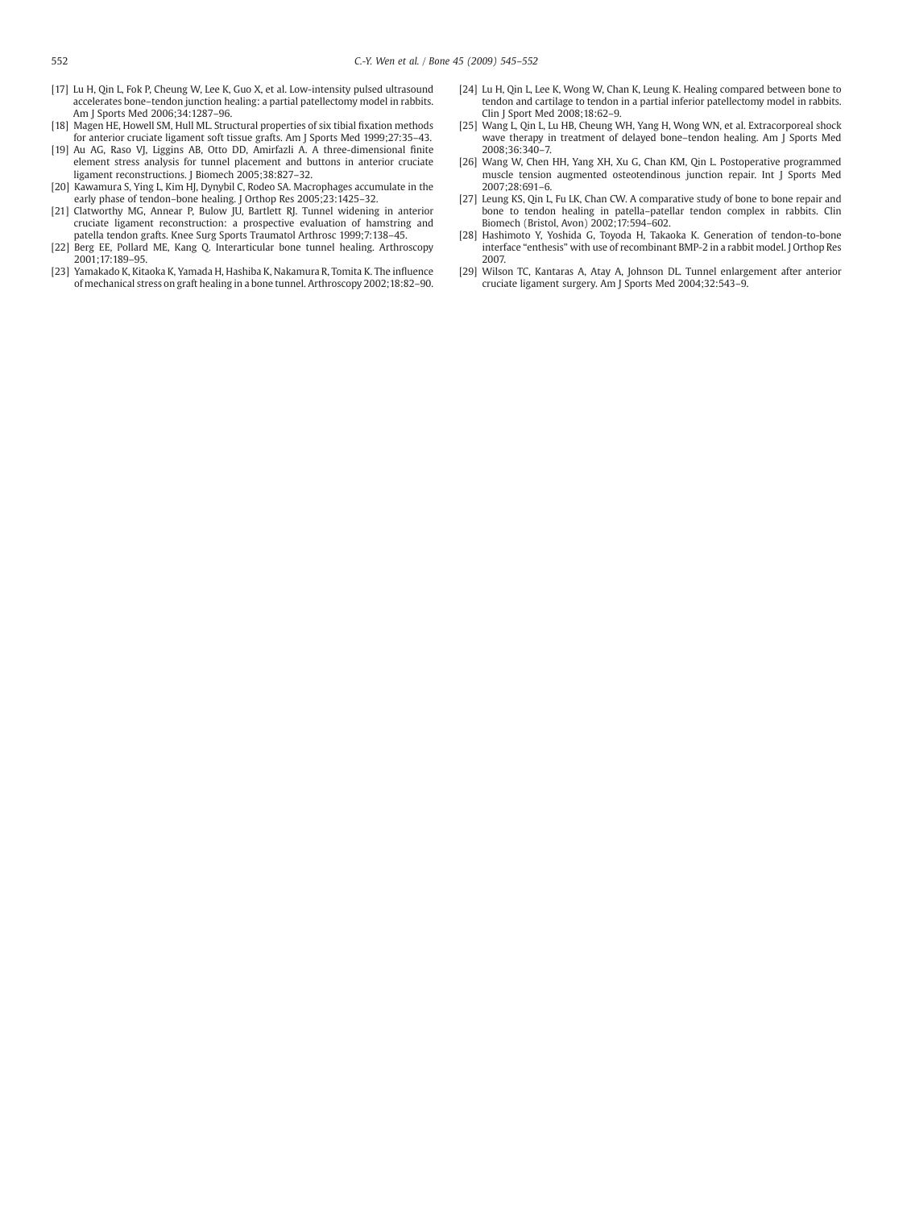[17] Lu H, Qin L, Fok P, Cheung W, Lee K, Guo X, et al. Low-intensity pulsed ultrasound accelerates bone–tendon junction healing: a partial patellectomy model in rabbits. Am J Sports Med 2006;34:1287–96.

[18] Magen HE, Howell SM, Hull ML. Structural properties of six tibial fixation methods for anterior cruciate ligament soft tissue grafts. Am J Sports Med 1999;27:35–43.

[19] Au AG, Raso VJ, Liggins AB, Otto DD, Amirfazli A. A three-dimensional finite element stress analysis for tunnel placement and buttons in anterior cruciate ligament reconstructions. J Biomech 2005;38:827–32.

[20] Kawamura S, Ying L, Kim HJ, Dynybil C, Rodeo SA. Macrophages accumulate in the early phase of tendon–bone healing. J Orthop Res 2005;23:1425–32.

[21] Clatworthy MG, Annear P, Bulow JU, Bartlett RJ. Tunnel widening in anterior cruciate ligament reconstruction: a prospective evaluation of hamstring and patella tendon grafts. Knee Surg Sports Traumatol Arthrosc 1999;7:138–45.

[22] Berg EE, Pollard ME, Kang Q. Interarticular bone tunnel healing. Arthroscopy 2001;17:189–95.

[23] Yamakado K, Kitaoka K, Yamada H, Hashiba K, Nakamura R, Tomita K. The influence of mechanical stress on graft healing in a bone tunnel. Arthroscopy 2002;18:82–90.

[24] Lu H, Qin L, Lee K, Wong W, Chan K, Leung K. Healing compared between bone to tendon and cartilage to tendon in a partial inferior patellectomy model in rabbits. Clin J Sport Med 2008;18:62–9.

[25] Wang L, Qin L, Lu HB, Cheung WH, Yang H, Wong WN, et al. Extracorporeal shock wave therapy in treatment of delayed bone–tendon healing. Am J Sports Med 2008;36:340–7.

[26] Wang W, Chen HH, Yang XH, Xu G, Chan KM, Qin L. Postoperative programmed muscle tension augmented osteotendinous junction repair. Int J Sports Med 2007;28:691–6.

[27] Leung KS, Qin L, Fu LK, Chan CW. A comparative study of bone to bone repair and bone to tendon healing in patella–patellar tendon complex in rabbits. Clin Biomech (Bristol, Avon) 2002;17:594–602.

[28] Hashimoto Y, Yoshida G, Toyoda H, Takaoka K. Generation of tendon-to-bone interface "enthesis" with use of recombinant BMP-2 in a rabbit model. J Orthop Res 2007.

[29] Wilson TC, Kantaras A, Atay A, Johnson DL. Tunnel enlargement after anterior cruciate ligament surgery. Am J Sports Med 2004;32:543–9.